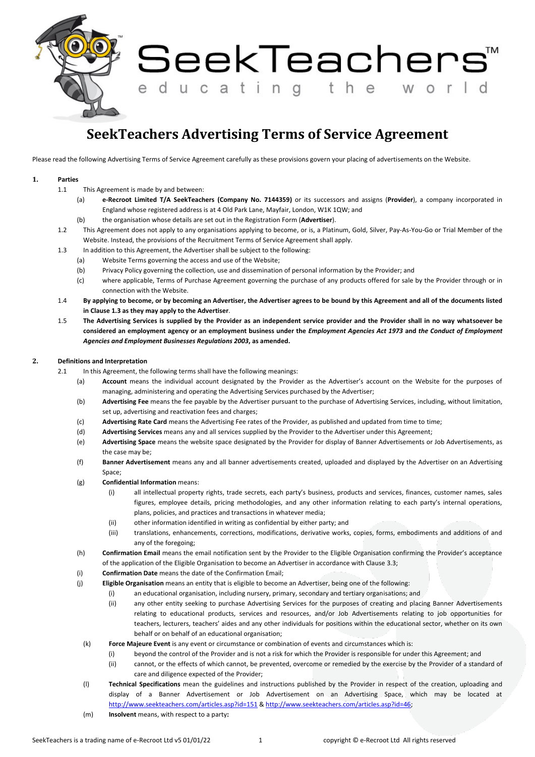# SeekTeachers™

educating the world

# SeekTeachers Advertising Terms of Service Agreement

Please read the following Advertising Terms of Service Agreement carefully as these provisions govern your placing of advertisements on the Website.

**1. Parties**

1.1 This Agreement is made by and between:

(a) **e-Recroot Limited T/A SeekTeachers (Company No. 7144359)** or its successors and assigns (**Provider**), a company incorporated in England whose registered address is at 4 Old Park Lane, Mayfair, London, W1K 1QW; and

(b) the organisation whose details are set out in the Registration Form (**Advertiser**).

1.2 This Agreement does not apply to any organisations applying to become, or is, a Platinum, Gold, Silver, Pay-As-You-Go or Trial Member of the Website. Instead, the provisions of the Recruitment Terms of Service Agreement shall apply.

1.3 In addition to this Agreement, the Advertiser shall be subject to the following:

(a) Website Terms governing the access and use of the Website;

(b) Privacy Policy governing the collection, use and dissemination of personal information by the Provider; and

(c) where applicable, Terms of Purchase Agreement governing the purchase of any products offered for sale by the Provider through or in connection with the Website.

1.4 **By applying to become, or by becoming an Advertiser, the Advertiser agrees to be bound by this Agreement and all of the documents listed in Clause 1.3 as they may apply to the Advertiser.**

1.5 **The Advertising Services is supplied by the Provider as an independent service provider and the Provider shall in no way whatsoever be considered an employment agency or an employment business under the *Employment Agencies Act 1973* and *the Conduct of Employment Agencies and Employment Businesses Regulations 2003*, as amended.**

**2. Definitions and Interpretation**

2.1 In this Agreement, the following terms shall have the following meanings:

(a) **Account** means the individual account designated by the Provider as the Advertiser's account on the Website for the purposes of managing, administering and operating the Advertising Services purchased by the Advertiser;

(b) **Advertising Fee** means the fee payable by the Advertiser pursuant to the purchase of Advertising Services, including, without limitation, set up, advertising and reactivation fees and charges;

(c) **Advertising Rate Card** means the Advertising Fee rates of the Provider, as published and updated from time to time;

(d) **Advertising Services** means any and all services supplied by the Provider to the Advertiser under this Agreement;

(e) **Advertising Space** means the website space designated by the Provider for display of Banner Advertisements or Job Advertisements, as the case may be;

(f) **Banner Advertisement** means any and all banner advertisements created, uploaded and displayed by the Advertiser on an Advertising Space;

(g) **Confidential Information** means:

(i) all intellectual property rights, trade secrets, each party's business, products and services, finances, customer names, sales figures, employee details, pricing methodologies, and any other information relating to each party's internal operations, plans, policies, and practices and transactions in whatever media;

(ii) other information identified in writing as confidential by either party; and

(iii) translations, enhancements, corrections, modifications, derivative works, copies, forms, embodiments and additions of and any of the foregoing;

(h) **Confirmation Email** means the email notification sent by the Provider to the Eligible Organisation confirming the Provider's acceptance of the application of the Eligible Organisation to become an Advertiser in accordance with Clause 3.3;

(i) **Confirmation Date** means the date of the Confirmation Email;

(j) **Eligible Organisation** means an entity that is eligible to become an Advertiser, being one of the following:

(i) an educational organisation, including nursery, primary, secondary and tertiary organisations; and

(ii) any other entity seeking to purchase Advertising Services for the purposes of creating and placing Banner Advertisements relating to educational products, services and resources, and/or Job Advertisements relating to job opportunities for teachers, lecturers, teachers' aides and any other individuals for positions within the educational sector, whether on its own behalf or on behalf of an educational organisation;

(k) **Force Majeure Event** is any event or circumstance or combination of events and circumstances which is:

(i) beyond the control of the Provider and is not a risk for which the Provider is responsible for under this Agreement; and

(ii) cannot, or the effects of which cannot, be prevented, overcome or remedied by the exercise by the Provider of a standard of care and diligence expected of the Provider;

(l) **Technical Specifications** mean the guidelines and instructions published by the Provider in respect of the creation, uploading and display of a Banner Advertisement or Job Advertisement on an Advertising Space, which may be located at http://www.seekteachers.com/articles.asp?id=151 & http://www.seekteachers.com/articles.asp?id=46;

(m) **Insolvent** means, with respect to a party**:**

SeekTeachers is a trading name of e-Recroot Ltd v5 01/01/22 copyright © e-Recroot Ltd All rights reserved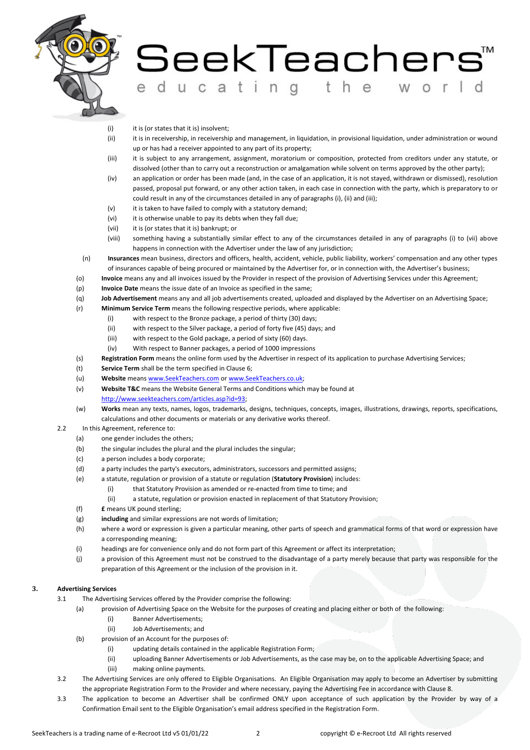(i) it is (or states that it is) insolvent;

(ii) it is in receivership, in receivership and management, in liquidation, in provisional liquidation, under administration or wound up or has had a receiver appointed to any part of its property;

(iii) it is subject to any arrangement, assignment, moratorium or composition, protected from creditors under any statute, or dissolved (other than to carry out a reconstruction or amalgamation while solvent on terms approved by the other party);

(iv) an application or order has been made (and, in the case of an application, it is not stayed, withdrawn or dismissed), resolution passed, proposal put forward, or any other action taken, in each case in connection with the party, which is preparatory to or could result in any of the circumstances detailed in any of paragraphs (i), (ii) and (iii);

(v) it is taken to have failed to comply with a statutory demand;

(vi) it is otherwise unable to pay its debts when they fall due;

(vii) it is (or states that it is) bankrupt; or

(viii) something having a substantially similar effect to any of the circumstances detailed in any of paragraphs (i) to (vii) above happens in connection with the Advertiser under the law of any jurisdiction;

(n) **Insurances** mean business, directors and officers, health, accident, vehicle, public liability, workers' compensation and any other types of insurances capable of being procured or maintained by the Advertiser for, or in connection with, the Advertiser's business;

(o) **Invoice** means any and all invoices issued by the Provider in respect of the provision of Advertising Services under this Agreement;

(p) **Invoice Date** means the issue date of an Invoice as specified in the same;

(q) **Job Advertisement** means any and all job advertisements created, uploaded and displayed by the Advertiser on an Advertising Space;

(r) **Minimum Service Term** means the following respective periods, where applicable:

(i) with respect to the Bronze package, a period of thirty (30) days;

(ii) with respect to the Silver package, a period of forty five (45) days; and

(iii) with respect to the Gold package, a period of sixty (60) days.

(iv) With respect to Banner packages, a period of 1000 impressions

(s) **Registration Form** means the online form used by the Advertiser in respect of its application to purchase Advertising Services;

(t) **Service Term** shall be the term specified in Clause 6;

(u) **Website** means www.SeekTeachers.com or www.SeekTeachers.co.uk;

(v) **Website T&C** means the Website General Terms and Conditions which may be found at http://www.seekteachers.com/articles.asp?id=93;

(w) **Works** mean any texts, names, logos, trademarks, designs, techniques, concepts, images, illustrations, drawings, reports, specifications, calculations and other documents or materials or any derivative works thereof.

2.2 In this Agreement, reference to:

(a) one gender includes the others;

(b) the singular includes the plural and the plural includes the singular;

(c) a person includes a body corporate;

(d) a party includes the party's executors, administrators, successors and permitted assigns;

(e) a statute, regulation or provision of a statute or regulation (**Statutory Provision**) includes:

(i) that Statutory Provision as amended or re-enacted from time to time; and

(ii) a statute, regulation or provision enacted in replacement of that Statutory Provision;

(f) **£** means UK pound sterling;

(g) **including** and similar expressions are not words of limitation;

(h) where a word or expression is given a particular meaning, other parts of speech and grammatical forms of that word or expression have a corresponding meaning;

(i) headings are for convenience only and do not form part of this Agreement or affect its interpretation;

(j) a provision of this Agreement must not be construed to the disadvantage of a party merely because that party was responsible for the preparation of this Agreement or the inclusion of the provision in it.

## 3. Advertising Services

3.1 The Advertising Services offered by the Provider comprise the following:

(a) provision of Advertising Space on the Website for the purposes of creating and placing either or both of the following:

(i) Banner Advertisements;

(ii) Job Advertisements; and

(b) provision of an Account for the purposes of:

(i) updating details contained in the applicable Registration Form;

(ii) uploading Banner Advertisements or Job Advertisements, as the case may be, on to the applicable Advertising Space; and

(iii) making online payments.

3.2 The Advertising Services are only offered to Eligible Organisations. An Eligible Organisation may apply to become an Advertiser by submitting the appropriate Registration Form to the Provider and where necessary, paying the Advertising Fee in accordance with Clause 8.

3.3 The application to become an Advertiser shall be confirmed ONLY upon acceptance of such application by the Provider by way of a Confirmation Email sent to the Eligible Organisation's email address specified in the Registration Form.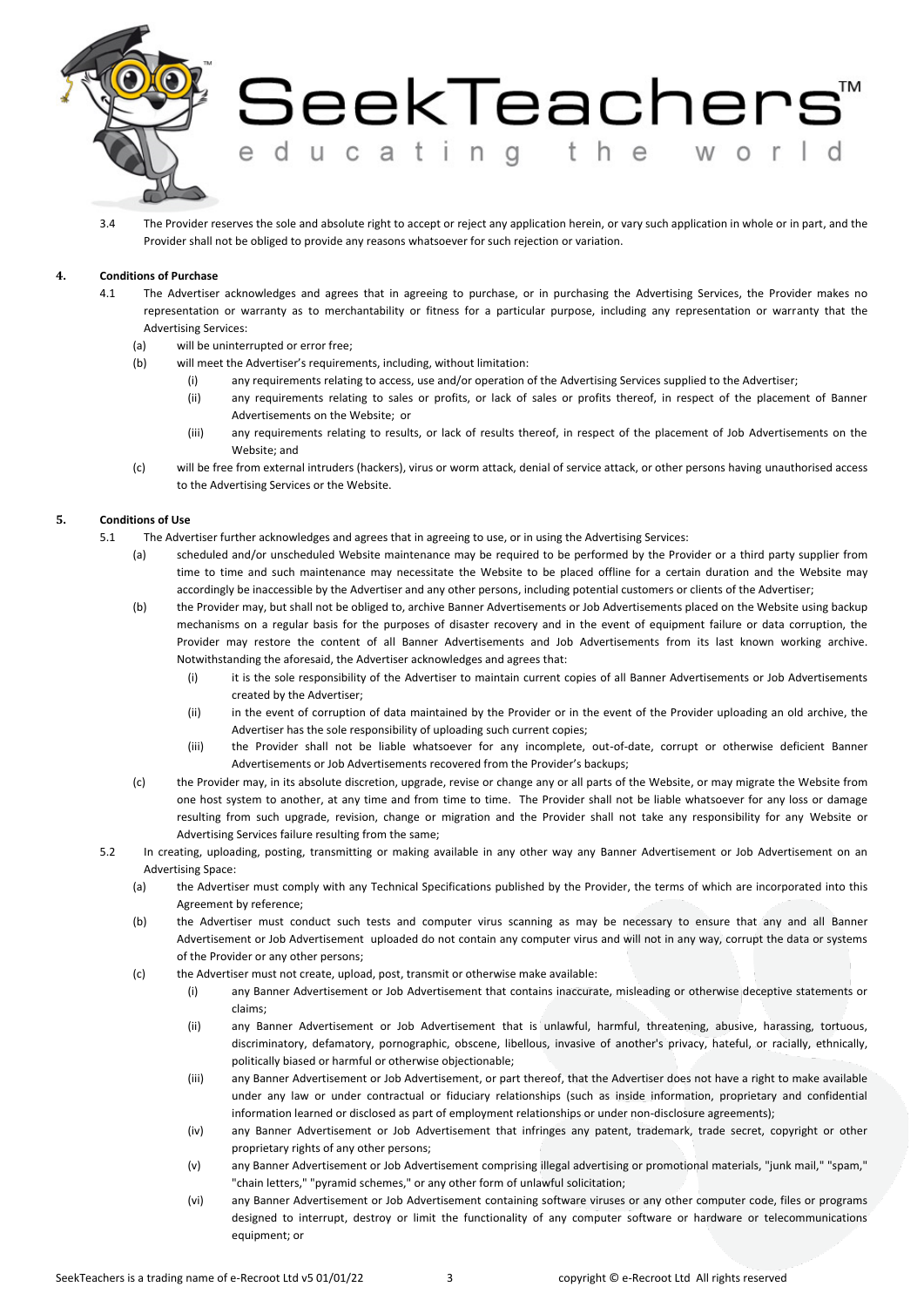3.4 The Provider reserves the sole and absolute right to accept or reject any application herein, or vary such application in whole or in part, and the Provider shall not be obliged to provide any reasons whatsoever for such rejection or variation.

**4. Conditions of Purchase**

4.1 The Advertiser acknowledges and agrees that in agreeing to purchase, or in purchasing the Advertising Services, the Provider makes no representation or warranty as to merchantability or fitness for a particular purpose, including any representation or warranty that the Advertising Services:

(a) will be uninterrupted or error free;

(b) will meet the Advertiser's requirements, including, without limitation:

(i) any requirements relating to access, use and/or operation of the Advertising Services supplied to the Advertiser;

(ii) any requirements relating to sales or profits, or lack of sales or profits thereof, in respect of the placement of Banner Advertisements on the Website; or

(iii) any requirements relating to results, or lack of results thereof, in respect of the placement of Job Advertisements on the Website; and

(c) will be free from external intruders (hackers), virus or worm attack, denial of service attack, or other persons having unauthorised access to the Advertising Services or the Website.

**5. Conditions of Use**

5.1 The Advertiser further acknowledges and agrees that in agreeing to use, or in using the Advertising Services:

(a) scheduled and/or unscheduled Website maintenance may be required to be performed by the Provider or a third party supplier from time to time and such maintenance may necessitate the Website to be placed offline for a certain duration and the Website may accordingly be inaccessible by the Advertiser and any other persons, including potential customers or clients of the Advertiser;

(b) the Provider may, but shall not be obliged to, archive Banner Advertisements or Job Advertisements placed on the Website using backup mechanisms on a regular basis for the purposes of disaster recovery and in the event of equipment failure or data corruption, the Provider may restore the content of all Banner Advertisements and Job Advertisements from its last known working archive. Notwithstanding the aforesaid, the Advertiser acknowledges and agrees that:

(i) it is the sole responsibility of the Advertiser to maintain current copies of all Banner Advertisements or Job Advertisements created by the Advertiser;

(ii) in the event of corruption of data maintained by the Provider or in the event of the Provider uploading an old archive, the Advertiser has the sole responsibility of uploading such current copies;

(iii) the Provider shall not be liable whatsoever for any incomplete, out-of-date, corrupt or otherwise deficient Banner Advertisements or Job Advertisements recovered from the Provider's backups;

(c) the Provider may, in its absolute discretion, upgrade, revise or change any or all parts of the Website, or may migrate the Website from one host system to another, at any time and from time to time. The Provider shall not be liable whatsoever for any loss or damage resulting from such upgrade, revision, change or migration and the Provider shall not take any responsibility for any Website or Advertising Services failure resulting from the same;

5.2 In creating, uploading, posting, transmitting or making available in any other way any Banner Advertisement or Job Advertisement on an Advertising Space:

(a) the Advertiser must comply with any Technical Specifications published by the Provider, the terms of which are incorporated into this Agreement by reference;

(b) the Advertiser must conduct such tests and computer virus scanning as may be necessary to ensure that any and all Banner Advertisement or Job Advertisement uploaded do not contain any computer virus and will not in any way, corrupt the data or systems of the Provider or any other persons;

(c) the Advertiser must not create, upload, post, transmit or otherwise make available:

(i) any Banner Advertisement or Job Advertisement that contains inaccurate, misleading or otherwise deceptive statements or claims;

(ii) any Banner Advertisement or Job Advertisement that is unlawful, harmful, threatening, abusive, harassing, tortuous, discriminatory, defamatory, pornographic, obscene, libellous, invasive of another's privacy, hateful, or racially, ethnically, politically biased or harmful or otherwise objectionable;

(iii) any Banner Advertisement or Job Advertisement, or part thereof, that the Advertiser does not have a right to make available under any law or under contractual or fiduciary relationships (such as inside information, proprietary and confidential information learned or disclosed as part of employment relationships or under non-disclosure agreements);

(iv) any Banner Advertisement or Job Advertisement that infringes any patent, trademark, trade secret, copyright or other proprietary rights of any other persons;

(v) any Banner Advertisement or Job Advertisement comprising illegal advertising or promotional materials, "junk mail," "spam," "chain letters," "pyramid schemes," or any other form of unlawful solicitation;

(vi) any Banner Advertisement or Job Advertisement containing software viruses or any other computer code, files or programs designed to interrupt, destroy or limit the functionality of any computer software or hardware or telecommunications equipment; or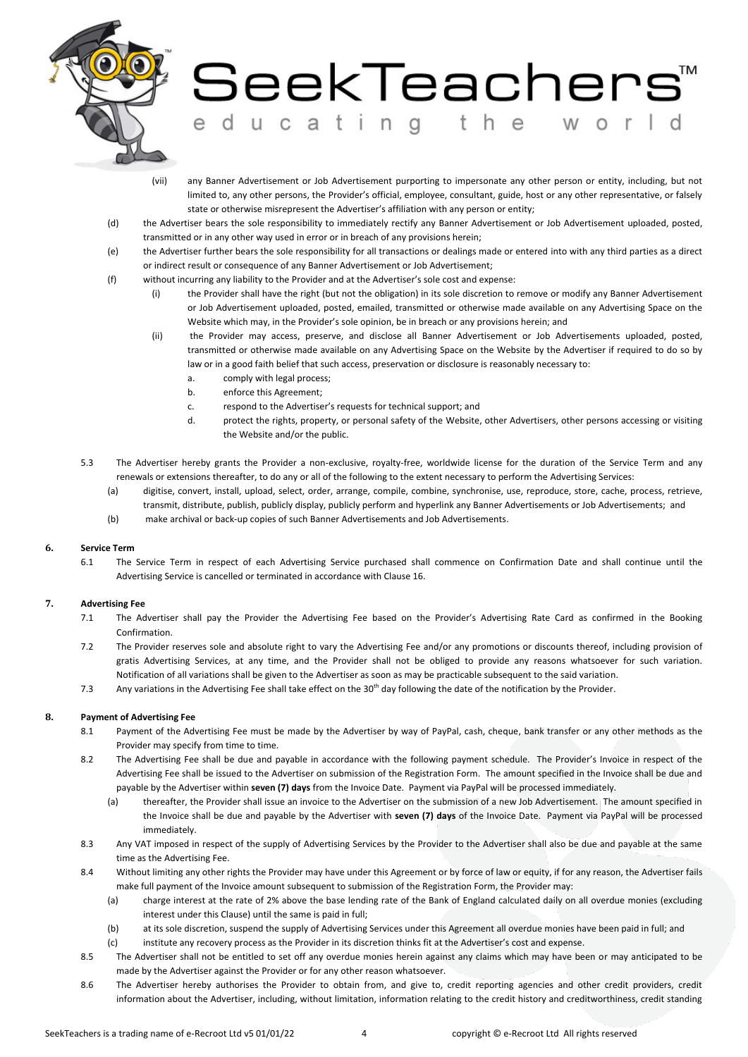(vii) any Banner Advertisement or Job Advertisement purporting to impersonate any other person or entity, including, but not limited to, any other persons, the Provider's official, employee, consultant, guide, host or any other representative, or falsely state or otherwise misrepresent the Advertiser's affiliation with any person or entity;

(d) the Advertiser bears the sole responsibility to immediately rectify any Banner Advertisement or Job Advertisement uploaded, posted, transmitted or in any other way used in error or in breach of any provisions herein;

(e) the Advertiser further bears the sole responsibility for all transactions or dealings made or entered into with any third parties as a direct or indirect result or consequence of any Banner Advertisement or Job Advertisement;

(f) without incurring any liability to the Provider and at the Advertiser's sole cost and expense:

(i) the Provider shall have the right (but not the obligation) in its sole discretion to remove or modify any Banner Advertisement or Job Advertisement uploaded, posted, emailed, transmitted or otherwise made available on any Advertising Space on the Website which may, in the Provider's sole opinion, be in breach or any provisions herein; and

(ii) the Provider may access, preserve, and disclose all Banner Advertisement or Job Advertisements uploaded, posted, transmitted or otherwise made available on any Advertising Space on the Website by the Advertiser if required to do so by law or in a good faith belief that such access, preservation or disclosure is reasonably necessary to:

a. comply with legal process;

b. enforce this Agreement;

c. respond to the Advertiser's requests for technical support; and

d. protect the rights, property, or personal safety of the Website, other Advertisers, other persons accessing or visiting the Website and/or the public.

5.3 The Advertiser hereby grants the Provider a non-exclusive, royalty-free, worldwide license for the duration of the Service Term and any renewals or extensions thereafter, to do any or all of the following to the extent necessary to perform the Advertising Services:

(a) digitise, convert, install, upload, select, order, arrange, compile, combine, synchronise, use, reproduce, store, cache, process, retrieve, transmit, distribute, publish, publicly display, publicly perform and hyperlink any Banner Advertisements or Job Advertisements; and

(b) make archival or back-up copies of such Banner Advertisements and Job Advertisements.

## 6. Service Term

6.1 The Service Term in respect of each Advertising Service purchased shall commence on Confirmation Date and shall continue until the Advertising Service is cancelled or terminated in accordance with Clause 16.

## 7. Advertising Fee

7.1 The Advertiser shall pay the Provider the Advertising Fee based on the Provider's Advertising Rate Card as confirmed in the Booking Confirmation.

7.2 The Provider reserves sole and absolute right to vary the Advertising Fee and/or any promotions or discounts thereof, including provision of gratis Advertising Services, at any time, and the Provider shall not be obliged to provide any reasons whatsoever for such variation. Notification of all variations shall be given to the Advertiser as soon as may be practicable subsequent to the said variation.

7.3 Any variations in the Advertising Fee shall take effect on the 30th day following the date of the notification by the Provider.

## 8. Payment of Advertising Fee

8.1 Payment of the Advertising Fee must be made by the Advertiser by way of PayPal, cash, cheque, bank transfer or any other methods as the Provider may specify from time to time.

8.2 The Advertising Fee shall be due and payable in accordance with the following payment schedule. The Provider's Invoice in respect of the Advertising Fee shall be issued to the Advertiser on submission of the Registration Form. The amount specified in the Invoice shall be due and payable by the Advertiser within **seven (7) days** from the Invoice Date. Payment via PayPal will be processed immediately.

(a) thereafter, the Provider shall issue an invoice to the Advertiser on the submission of a new Job Advertisement. The amount specified in the Invoice shall be due and payable by the Advertiser with **seven (7) days** of the Invoice Date. Payment via PayPal will be processed immediately.

8.3 Any VAT imposed in respect of the supply of Advertising Services by the Provider to the Advertiser shall also be due and payable at the same time as the Advertising Fee.

8.4 Without limiting any other rights the Provider may have under this Agreement or by force of law or equity, if for any reason, the Advertiser fails make full payment of the Invoice amount subsequent to submission of the Registration Form, the Provider may:

(a) charge interest at the rate of 2% above the base lending rate of the Bank of England calculated daily on all overdue monies (excluding interest under this Clause) until the same is paid in full;

(b) at its sole discretion, suspend the supply of Advertising Services under this Agreement all overdue monies have been paid in full; and

(c) institute any recovery process as the Provider in its discretion thinks fit at the Advertiser's cost and expense.

8.5 The Advertiser shall not be entitled to set off any overdue monies herein against any claims which may have been or may anticipated to be made by the Advertiser against the Provider or for any other reason whatsoever.

8.6 The Advertiser hereby authorises the Provider to obtain from, and give to, credit reporting agencies and other credit providers, credit information about the Advertiser, including, without limitation, information relating to the credit history and creditworthiness, credit standing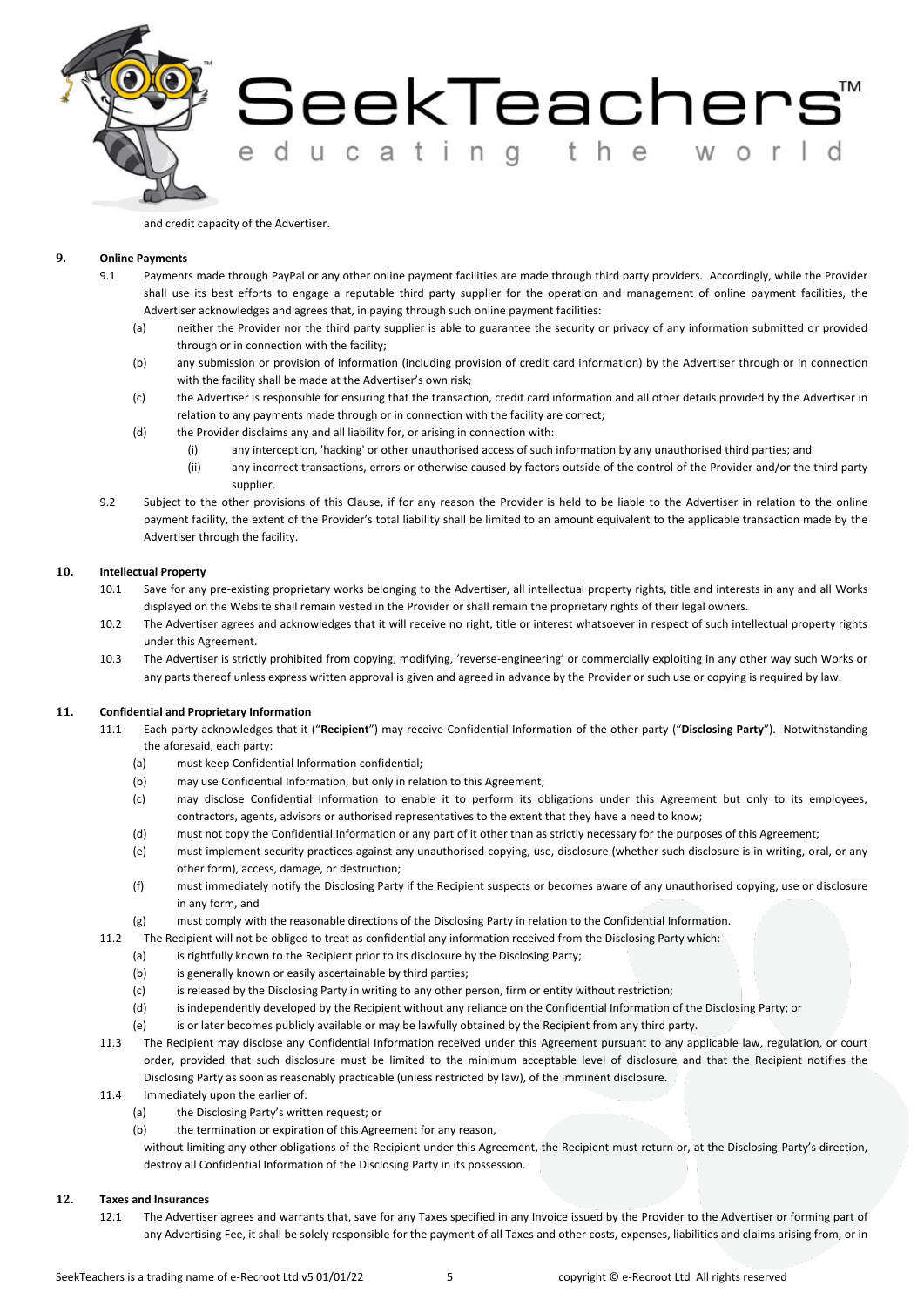and credit capacity of the Advertiser.

**9. Online Payments**

9.1 Payments made through PayPal or any other online payment facilities are made through third party providers. Accordingly, while the Provider shall use its best efforts to engage a reputable third party supplier for the operation and management of online payment facilities, the Advertiser acknowledges and agrees that, in paying through such online payment facilities:

(a) neither the Provider nor the third party supplier is able to guarantee the security or privacy of any information submitted or provided through or in connection with the facility;

(b) any submission or provision of information (including provision of credit card information) by the Advertiser through or in connection with the facility shall be made at the Advertiser's own risk;

(c) the Advertiser is responsible for ensuring that the transaction, credit card information and all other details provided by the Advertiser in relation to any payments made through or in connection with the facility are correct;

(d) the Provider disclaims any and all liability for, or arising in connection with:

(i) any interception, 'hacking' or other unauthorised access of such information by any unauthorised third parties; and

(ii) any incorrect transactions, errors or otherwise caused by factors outside of the control of the Provider and/or the third party supplier.

9.2 Subject to the other provisions of this Clause, if for any reason the Provider is held to be liable to the Advertiser in relation to the online payment facility, the extent of the Provider's total liability shall be limited to an amount equivalent to the applicable transaction made by the Advertiser through the facility.

**10. Intellectual Property**

10.1 Save for any pre-existing proprietary works belonging to the Advertiser, all intellectual property rights, title and interests in any and all Works displayed on the Website shall remain vested in the Provider or shall remain the proprietary rights of their legal owners.

10.2 The Advertiser agrees and acknowledges that it will receive no right, title or interest whatsoever in respect of such intellectual property rights under this Agreement.

10.3 The Advertiser is strictly prohibited from copying, modifying, 'reverse-engineering' or commercially exploiting in any other way such Works or any parts thereof unless express written approval is given and agreed in advance by the Provider or such use or copying is required by law.

**11. Confidential and Proprietary Information**

11.1 Each party acknowledges that it ("**Recipient**") may receive Confidential Information of the other party ("**Disclosing Party**"). Notwithstanding the aforesaid, each party:

(a) must keep Confidential Information confidential;

(b) may use Confidential Information, but only in relation to this Agreement;

(c) may disclose Confidential Information to enable it to perform its obligations under this Agreement but only to its employees, contractors, agents, advisors or authorised representatives to the extent that they have a need to know;

(d) must not copy the Confidential Information or any part of it other than as strictly necessary for the purposes of this Agreement;

(e) must implement security practices against any unauthorised copying, use, disclosure (whether such disclosure is in writing, oral, or any other form), access, damage, or destruction;

(f) must immediately notify the Disclosing Party if the Recipient suspects or becomes aware of any unauthorised copying, use or disclosure in any form, and

(g) must comply with the reasonable directions of the Disclosing Party in relation to the Confidential Information.

11.2 The Recipient will not be obliged to treat as confidential any information received from the Disclosing Party which:

(a) is rightfully known to the Recipient prior to its disclosure by the Disclosing Party;

(b) is generally known or easily ascertainable by third parties;

(c) is released by the Disclosing Party in writing to any other person, firm or entity without restriction;

(d) is independently developed by the Recipient without any reliance on the Confidential Information of the Disclosing Party; or

(e) is or later becomes publicly available or may be lawfully obtained by the Recipient from any third party.

11.3 The Recipient may disclose any Confidential Information received under this Agreement pursuant to any applicable law, regulation, or court order, provided that such disclosure must be limited to the minimum acceptable level of disclosure and that the Recipient notifies the Disclosing Party as soon as reasonably practicable (unless restricted by law), of the imminent disclosure.

11.4 Immediately upon the earlier of:

(a) the Disclosing Party's written request; or

(b) the termination or expiration of this Agreement for any reason,

without limiting any other obligations of the Recipient under this Agreement, the Recipient must return or, at the Disclosing Party's direction, destroy all Confidential Information of the Disclosing Party in its possession.

**12. Taxes and Insurances**

12.1 The Advertiser agrees and warrants that, save for any Taxes specified in any Invoice issued by the Provider to the Advertiser or forming part of any Advertising Fee, it shall be solely responsible for the payment of all Taxes and other costs, expenses, liabilities and claims arising from, or in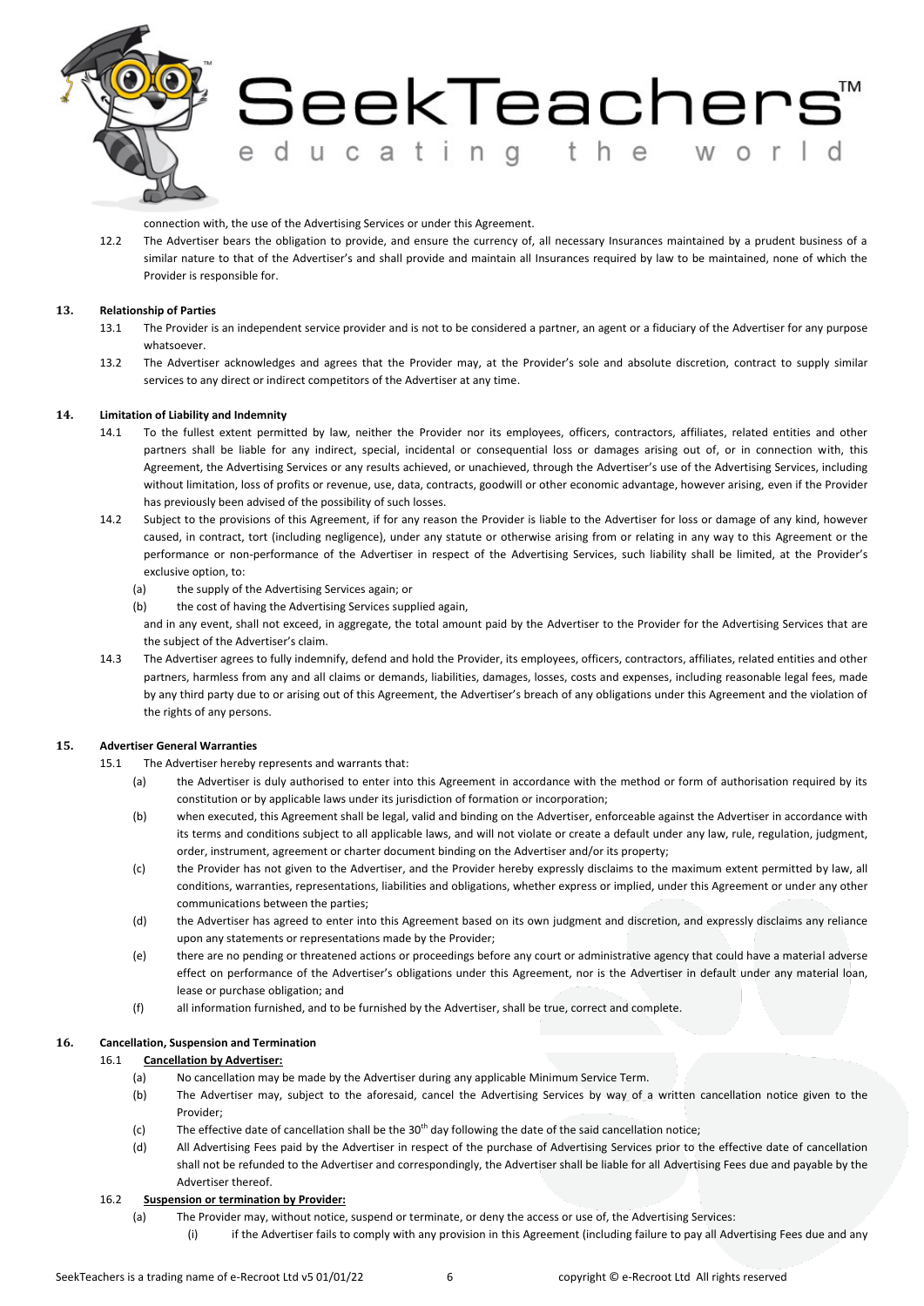connection with, the use of the Advertising Services or under this Agreement.

12.2 The Advertiser bears the obligation to provide, and ensure the currency of, all necessary Insurances maintained by a prudent business of a similar nature to that of the Advertiser's and shall provide and maintain all Insurances required by law to be maintained, none of which the Provider is responsible for.

**13. Relationship of Parties**

13.1 The Provider is an independent service provider and is not to be considered a partner, an agent or a fiduciary of the Advertiser for any purpose whatsoever.

13.2 The Advertiser acknowledges and agrees that the Provider may, at the Provider's sole and absolute discretion, contract to supply similar services to any direct or indirect competitors of the Advertiser at any time.

**14. Limitation of Liability and Indemnity**

14.1 To the fullest extent permitted by law, neither the Provider nor its employees, officers, contractors, affiliates, related entities and other partners shall be liable for any indirect, special, incidental or consequential loss or damages arising out of, or in connection with, this Agreement, the Advertising Services or any results achieved, or unachieved, through the Advertiser's use of the Advertising Services, including without limitation, loss of profits or revenue, use, data, contracts, goodwill or other economic advantage, however arising, even if the Provider has previously been advised of the possibility of such losses.

14.2 Subject to the provisions of this Agreement, if for any reason the Provider is liable to the Advertiser for loss or damage of any kind, however caused, in contract, tort (including negligence), under any statute or otherwise arising from or relating in any way to this Agreement or the performance or non-performance of the Advertiser in respect of the Advertising Services, such liability shall be limited, at the Provider's exclusive option, to:

(a) the supply of the Advertising Services again; or

(b) the cost of having the Advertising Services supplied again,

and in any event, shall not exceed, in aggregate, the total amount paid by the Advertiser to the Provider for the Advertising Services that are the subject of the Advertiser's claim.

14.3 The Advertiser agrees to fully indemnify, defend and hold the Provider, its employees, officers, contractors, affiliates, related entities and other partners, harmless from any and all claims or demands, liabilities, damages, losses, costs and expenses, including reasonable legal fees, made by any third party due to or arising out of this Agreement, the Advertiser's breach of any obligations under this Agreement and the violation of the rights of any persons.

**15. Advertiser General Warranties**

15.1 The Advertiser hereby represents and warrants that:

(a) the Advertiser is duly authorised to enter into this Agreement in accordance with the method or form of authorisation required by its constitution or by applicable laws under its jurisdiction of formation or incorporation;

(b) when executed, this Agreement shall be legal, valid and binding on the Advertiser, enforceable against the Advertiser in accordance with its terms and conditions subject to all applicable laws, and will not violate or create a default under any law, rule, regulation, judgment, order, instrument, agreement or charter document binding on the Advertiser and/or its property;

(c) the Provider has not given to the Advertiser, and the Provider hereby expressly disclaims to the maximum extent permitted by law, all conditions, warranties, representations, liabilities and obligations, whether express or implied, under this Agreement or under any other communications between the parties;

(d) the Advertiser has agreed to enter into this Agreement based on its own judgment and discretion, and expressly disclaims any reliance upon any statements or representations made by the Provider;

(e) there are no pending or threatened actions or proceedings before any court or administrative agency that could have a material adverse effect on performance of the Advertiser's obligations under this Agreement, nor is the Advertiser in default under any material loan, lease or purchase obligation; and

(f) all information furnished, and to be furnished by the Advertiser, shall be true, correct and complete.

**16. Cancellation, Suspension and Termination**

16.1 **Cancellation by Advertiser:**

(a) No cancellation may be made by the Advertiser during any applicable Minimum Service Term.

(b) The Advertiser may, subject to the aforesaid, cancel the Advertising Services by way of a written cancellation notice given to the Provider;

(c) The effective date of cancellation shall be the 30th day following the date of the said cancellation notice;

(d) All Advertising Fees paid by the Advertiser in respect of the purchase of Advertising Services prior to the effective date of cancellation shall not be refunded to the Advertiser and correspondingly, the Advertiser shall be liable for all Advertising Fees due and payable by the Advertiser thereof.

16.2 **Suspension or termination by Provider:**

(a) The Provider may, without notice, suspend or terminate, or deny the access or use of, the Advertising Services:

(i) if the Advertiser fails to comply with any provision in this Agreement (including failure to pay all Advertising Fees due and any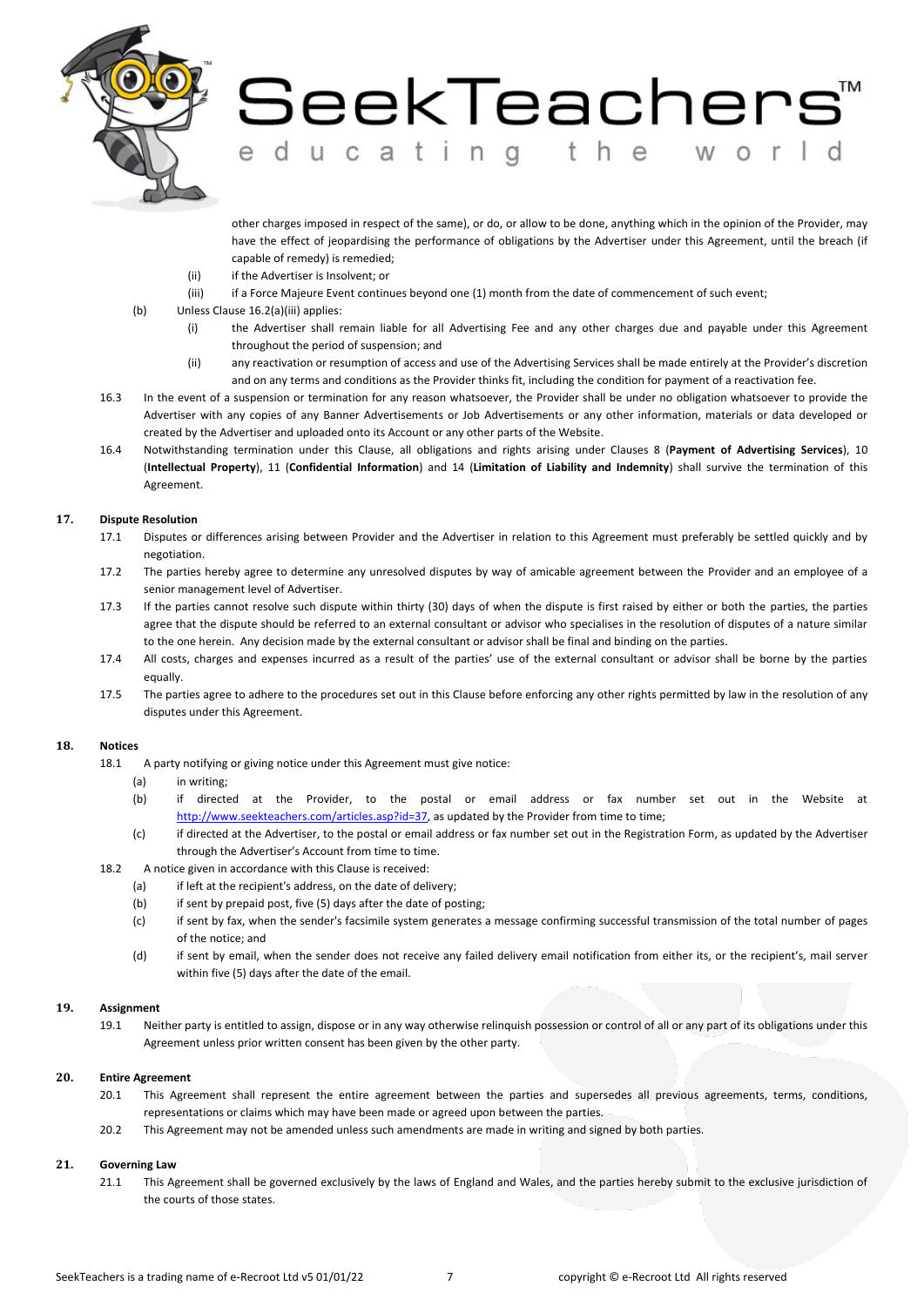other charges imposed in respect of the same), or do, or allow to be done, anything which in the opinion of the Provider, may have the effect of jeopardising the performance of obligations by the Advertiser under this Agreement, until the breach (if capable of remedy) is remedied;

(ii) if the Advertiser is Insolvent; or

(iii) if a Force Majeure Event continues beyond one (1) month from the date of commencement of such event;

(b) Unless Clause 16.2(a)(iii) applies:

(i) the Advertiser shall remain liable for all Advertising Fee and any other charges due and payable under this Agreement throughout the period of suspension; and

(ii) any reactivation or resumption of access and use of the Advertising Services shall be made entirely at the Provider's discretion and on any terms and conditions as the Provider thinks fit, including the condition for payment of a reactivation fee.

16.3 In the event of a suspension or termination for any reason whatsoever, the Provider shall be under no obligation whatsoever to provide the Advertiser with any copies of any Banner Advertisements or Job Advertisements or any other information, materials or data developed or created by the Advertiser and uploaded onto its Account or any other parts of the Website.

16.4 Notwithstanding termination under this Clause, all obligations and rights arising under Clauses 8 (**Payment of Advertising Services**), 10 (**Intellectual Property**), 11 (**Confidential Information**) and 14 (**Limitation of Liability and Indemnity**) shall survive the termination of this Agreement.

## 17. Dispute Resolution

17.1 Disputes or differences arising between Provider and the Advertiser in relation to this Agreement must preferably be settled quickly and by negotiation.

17.2 The parties hereby agree to determine any unresolved disputes by way of amicable agreement between the Provider and an employee of a senior management level of Advertiser.

17.3 If the parties cannot resolve such dispute within thirty (30) days of when the dispute is first raised by either or both the parties, the parties agree that the dispute should be referred to an external consultant or advisor who specialises in the resolution of disputes of a nature similar to the one herein. Any decision made by the external consultant or advisor shall be final and binding on the parties.

17.4 All costs, charges and expenses incurred as a result of the parties' use of the external consultant or advisor shall be borne by the parties equally.

17.5 The parties agree to adhere to the procedures set out in this Clause before enforcing any other rights permitted by law in the resolution of any disputes under this Agreement.

## 18. Notices

18.1 A party notifying or giving notice under this Agreement must give notice:

(a) in writing;

(b) if directed at the Provider, to the postal or email address or fax number set out in the Website at http://www.seekteachers.com/articles.asp?id=37, as updated by the Provider from time to time;

(c) if directed at the Advertiser, to the postal or email address or fax number set out in the Registration Form, as updated by the Advertiser through the Advertiser's Account from time to time.

18.2 A notice given in accordance with this Clause is received:

(a) if left at the recipient's address, on the date of delivery;

(b) if sent by prepaid post, five (5) days after the date of posting;

(c) if sent by fax, when the sender's facsimile system generates a message confirming successful transmission of the total number of pages of the notice; and

(d) if sent by email, when the sender does not receive any failed delivery email notification from either its, or the recipient's, mail server within five (5) days after the date of the email.

## 19. Assignment

19.1 Neither party is entitled to assign, dispose or in any way otherwise relinquish possession or control of all or any part of its obligations under this Agreement unless prior written consent has been given by the other party.

## 20. Entire Agreement

20.1 This Agreement shall represent the entire agreement between the parties and supersedes all previous agreements, terms, conditions, representations or claims which may have been made or agreed upon between the parties.

20.2 This Agreement may not be amended unless such amendments are made in writing and signed by both parties.

## 21. Governing Law

21.1 This Agreement shall be governed exclusively by the laws of England and Wales, and the parties hereby submit to the exclusive jurisdiction of the courts of those states.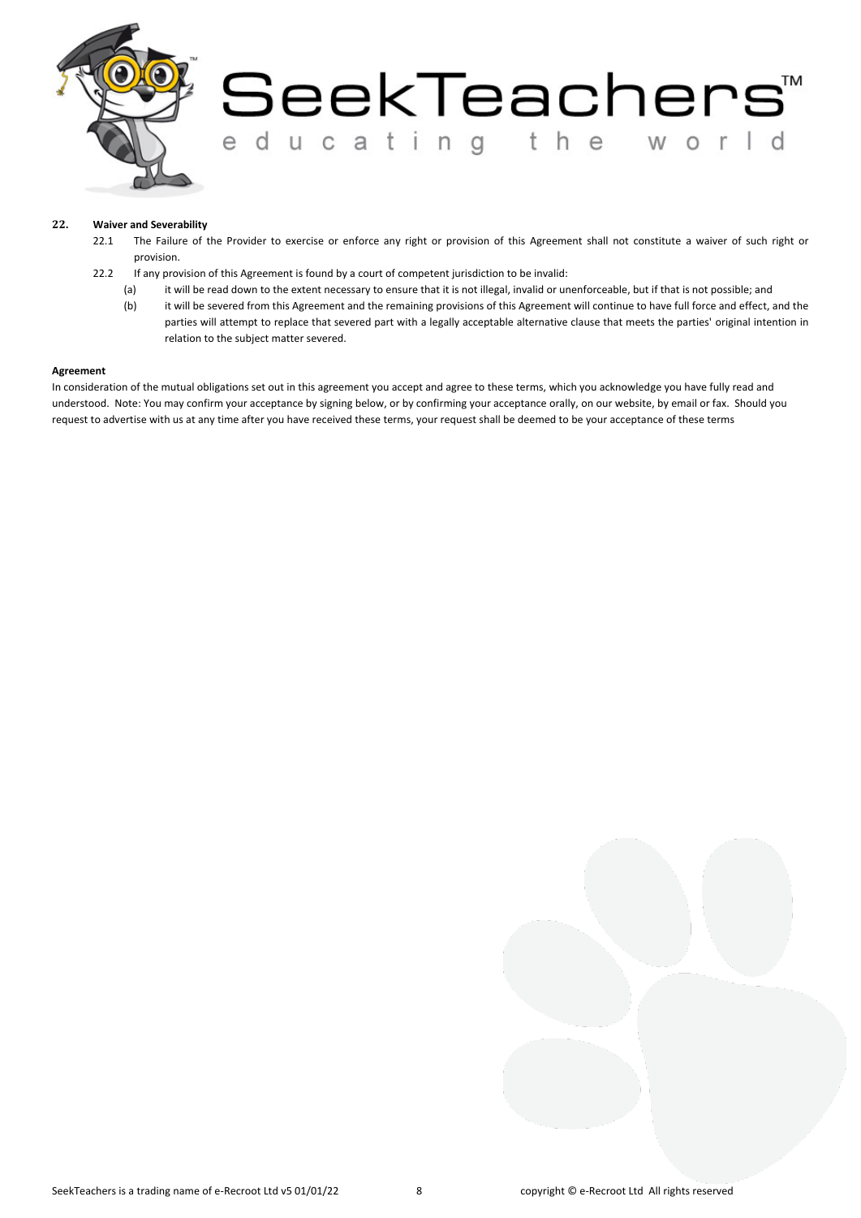## 22. Waiver and Severability

22.1 The Failure of the Provider to exercise or enforce any right or provision of this Agreement shall not constitute a waiver of such right or provision.

22.2 If any provision of this Agreement is found by a court of competent jurisdiction to be invalid:

(a) it will be read down to the extent necessary to ensure that it is not illegal, invalid or unenforceable, but if that is not possible; and

(b) it will be severed from this Agreement and the remaining provisions of this Agreement will continue to have full force and effect, and the parties will attempt to replace that severed part with a legally acceptable alternative clause that meets the parties' original intention in relation to the subject matter severed.

**Agreement**

In consideration of the mutual obligations set out in this agreement you accept and agree to these terms, which you acknowledge you have fully read and understood. Note: You may confirm your acceptance by signing below, or by confirming your acceptance orally, on our website, by email or fax. Should you request to advertise with us at any time after you have received these terms, your request shall be deemed to be your acceptance of these terms